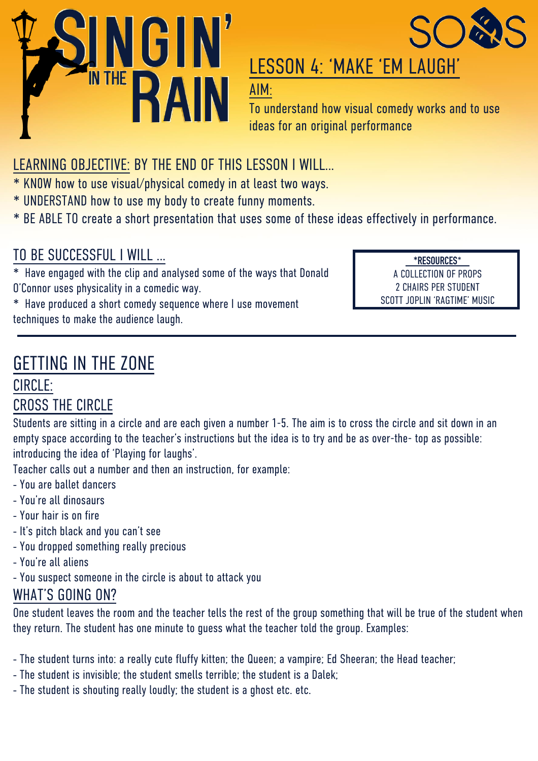# SINGIN' IN THE RAIN

SOS

## LESSON 4: 'MAKE 'EM LAUGH'

**AIM:**
To understand how visual comedy works and to use ideas for an original performance

### LEARNING OBJECTIVE: BY THE END OF THIS LESSON I WILL...

* KNOW how to use visual/physical comedy in at least two ways.
* UNDERSTAND how to use my body to create funny moments.
* BE ABLE TO create a short presentation that uses some of these ideas effectively in performance.

### TO BE SUCCESSFUL I WILL ...

* Have engaged with the clip and analysed some of the ways that Donald O'Connor uses physicality in a comedic way.
* Have produced a short comedy sequence where I use movement techniques to make the audience laugh.

**\*RESOURCES\***
A COLLECTION OF PROPS
2 CHAIRS PER STUDENT
SCOTT JOPLIN 'RAGTIME' MUSIC

---

## GETTING IN THE ZONE

### CIRCLE:

### CROSS THE CIRCLE

Students are sitting in a circle and are each given a number 1-5. The aim is to cross the circle and sit down in an empty space according to the teacher's instructions but the idea is to try and be as over-the- top as possible: introducing the idea of 'Playing for laughs'.

Teacher calls out a number and then an instruction, for example:

- You are ballet dancers
- You're all dinosaurs
- Your hair is on fire
- It's pitch black and you can't see
- You dropped something really precious
- You're all aliens
- You suspect someone in the circle is about to attack you

### WHAT'S GOING ON?

One student leaves the room and the teacher tells the rest of the group something that will be true of the student when they return. The student has one minute to guess what the teacher told the group. Examples:

- The student turns into: a really cute fluffy kitten; the Queen; a vampire; Ed Sheeran; the Head teacher;
- The student is invisible; the student smells terrible; the student is a Dalek;
- The student is shouting really loudly; the student is a ghost etc. etc.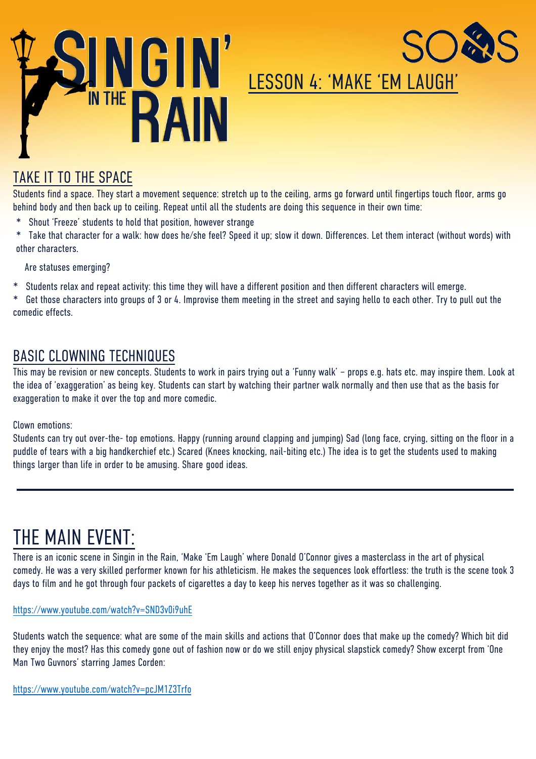# SINGIN' IN THE RAIN

SOS

## LESSON 4: 'MAKE 'EM LAUGH'

## TAKE IT TO THE SPACE

Students find a space. They start a movement sequence: stretch up to the ceiling, arms go forward until fingertips touch floor, arms go behind body and then back up to ceiling. Repeat until all the students are doing this sequence in their own time:

* Shout 'Freeze' students to hold that position, however strange
* Take that character for a walk: how does he/she feel? Speed it up; slow it down. Differences. Let them interact (without words) with other characters.

  Are statuses emerging?

* Students relax and repeat activity: this time they will have a different position and then different characters will emerge.
* Get those characters into groups of 3 or 4. Improvise them meeting in the street and saying hello to each other. Try to pull out the comedic effects.

## BASIC CLOWNING TECHNIQUES

This may be revision or new concepts. Students to work in pairs trying out a 'Funny walk' – props e.g. hats etc. may inspire them. Look at the idea of 'exaggeration' as being key. Students can start by watching their partner walk normally and then use that as the basis for exaggeration to make it over the top and more comedic.

Clown emotions:

Students can try out over-the- top emotions. Happy (running around clapping and jumping) Sad (long face, crying, sitting on the floor in a puddle of tears with a big handkerchief etc.) Scared (Knees knocking, nail-biting etc.) The idea is to get the students used to making things larger than life in order to be amusing. Share good ideas.

---

# THE MAIN EVENT:

There is an iconic scene in Singin in the Rain, 'Make 'Em Laugh' where Donald O'Connor gives a masterclass in the art of physical comedy. He was a very skilled performer known for his athleticism. He makes the sequences look effortless: the truth is the scene took 3 days to film and he got through four packets of cigarettes a day to keep his nerves together as it was so challenging.

https://www.youtube.com/watch?v=SND3v0i9uhE

Students watch the sequence: what are some of the main skills and actions that O'Connor does that make up the comedy? Which bit did they enjoy the most? Has this comedy gone out of fashion now or do we still enjoy physical slapstick comedy? Show excerpt from 'One Man Two Guvnors' starring James Corden:

https://www.youtube.com/watch?v=pcJM1Z3Trfo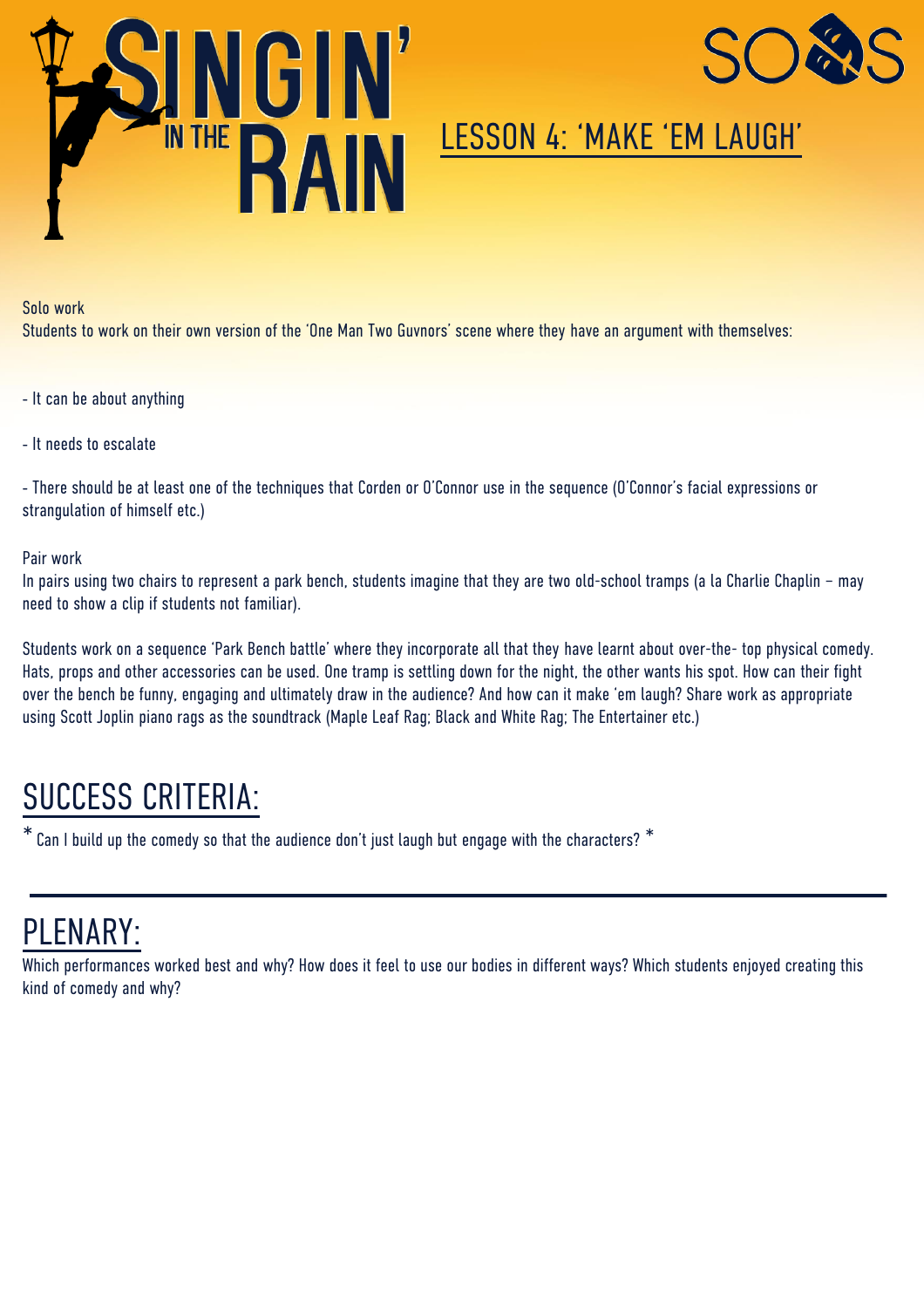# SINGIN' IN THE RAIN

SOS

## LESSON 4: 'MAKE 'EM LAUGH'

Solo work

Students to work on their own version of the 'One Man Two Guvnors' scene where they have an argument with themselves:

- It can be about anything
- It needs to escalate
- There should be at least one of the techniques that Corden or O'Connor use in the sequence (O'Connor's facial expressions or strangulation of himself etc.)

Pair work

In pairs using two chairs to represent a park bench, students imagine that they are two old-school tramps (a la Charlie Chaplin – may need to show a clip if students not familiar).

Students work on a sequence 'Park Bench battle' where they incorporate all that they have learnt about over-the- top physical comedy. Hats, props and other accessories can be used. One tramp is settling down for the night, the other wants his spot. How can their fight over the bench be funny, engaging and ultimately draw in the audience? And how can it make 'em laugh? Share work as appropriate using Scott Joplin piano rags as the soundtrack (Maple Leaf Rag; Black and White Rag; The Entertainer etc.)

## SUCCESS CRITERIA:

* Can I build up the comedy so that the audience don't just laugh but engage with the characters? *

## PLENARY:

Which performances worked best and why? How does it feel to use our bodies in different ways? Which students enjoyed creating this kind of comedy and why?